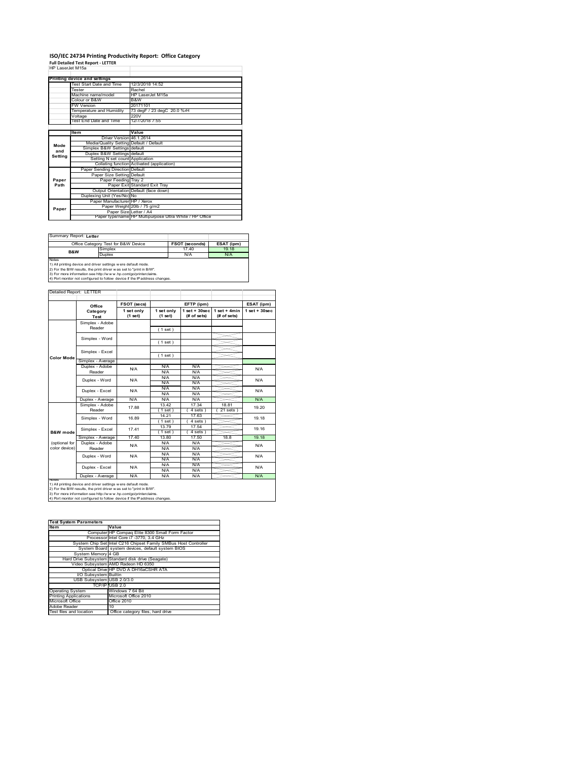# ISO/IEC 24734 Printing Productivity Report: Office Category

**Full Detailed Test Report - LETTER**

HP LaserJet M15a

| Printing device and settings | |
|---|---|
| Test Start Date and Time | 12/3/2018 14:52 |
| Tester | Rachel |
| Machine name/model | HP LaserJet M15a |
| Colour or B&W | B&W |
| FW Version | 20171101 |
| Temperature and Humidity | 73 degF / 23 degC 20.0 %rH |
| Voltage | 220V |
| Test End Date and Time | 12/7/2018 7:55 |

| | Item | Value |
|---|---|---|
| Mode and Setting | Driver Version | 46.1.2614 |
| | Media/Quality Setting | Default / Default |
| | Simplex B&W Settings | default |
| | Duplex B&W Settings | default |
| | Setting N set count | Application |
| | Collating function | Activated (application) |
| Paper Path | Paper Sending Direction | Default |
| | Paper Size Setting | Default |
| | Paper Feeding | Tray 2 |
| | Paper Exit | Standard Exit Tray |
| | Output Orientation | Default (face down) |
| | Duplexing Unit (Yes/No) | No |
| Paper | Paper Manufacturer | HP / Xerox |
| | Paper Weight | 20lb / 75 g/m2 |
| | Paper Size | Letter / A4 |
| | Paper type/name | HP Multipurpose Ultra White / HP Office |

Summary Report: **Letter**

| Office Category Test for B&W Device | | FSOT (seconds) | ESAT (ipm) |
|---|---|---|---|
| B&W | Simplex | 17.40 | 19.18 |
| | Duplex | N/A | N/A |

Notes
1) All printing device and driver settings were default mode.
2) For the B/W results, the print driver was set to "print in B/W".
3) For more information see http://www.hp.com/go/printerclaims.
4) Port monitor not configured to follow device if the IP address changes.

Detailed Report: LETTER

| | Office Category Test | FSOT (secs) 1 set only (1 set) | EFTP (ipm) 1 set only (1 set) | EFTP (ipm) 1 set + 30sec (# of sets) | EFTP (ipm) 1 set + 4min (# of sets) | ESAT (ipm) 1 set + 30sec |
|---|---|---|---|---|---|---|
| Color Mode | Simplex - Adobe Reader | | ( 1 set ) | | | |
| | Simplex - Word | | ( 1 set ) | | | |
| | Simplex - Excel | | ( 1 set ) | | | |
| | Simplex - Average | | | | | |
| | Duplex - Adobe Reader | N/A | N/A / N/A | N/A / N/A | | N/A |
| | Duplex - Word | N/A | N/A / N/A | N/A / N/A | | N/A |
| | Duplex - Excel | N/A | N/A / N/A | N/A / N/A | | N/A |
| | Duplex - Average | N/A | N/A | N/A | | N/A |
| B&W mode (optional for color device) | Simplex - Adobe Reader | 17.88 | 13.42 ( 1 set ) | 17.34 ( 4 sets ) | 18.81 ( 21 sets ) | 19.20 |
| | Simplex - Word | 16.89 | 14.21 ( 1 set ) | 17.63 ( 4 sets ) | | 19.18 |
| | Simplex - Excel | 17.41 | 13.79 ( 1 set ) | 17.54 ( 4 sets ) | | 19.16 |
| | Simplex - Average | 17.40 | 13.80 | 17.50 | 18.8 | 19.18 |
| | Duplex - Adobe Reader | N/A | N/A / N/A | N/A / N/A | | N/A |
| | Duplex - Word | N/A | N/A / N/A | N/A / N/A | | N/A |
| | Duplex - Excel | N/A | N/A / N/A | N/A / N/A | | N/A |
| | Duplex - Average | N/A | N/A | N/A | | N/A |

Notes
1) All printing device and driver settings were default mode.
2) For the B/W results, the print driver was set to "print in B/W".
3) For more information see http://www.hp.com/go/printerclaims.
4) Port monitor not configured to follow device if the IP address changes.

| Test System Parameters | |
|---|---|
| **Item** | **Value** |
| Computer | HP Compaq Elite 8300 Small Form Factor |
| Processor | Intel Core i7 -3770, 3.4 GHz |
| System Chip Set | Intel C216 Chipset Family SMBus Host Controller |
| System Board | system devices, default system BIOS |
| System Memory | 4 GB |
| Hard Drive Subsystem | Standard disk drive (Seagate) |
| Video Subsystem | AMD Radeon HD 6350 |
| Optical Drive | HP DVD A DH16aCSHR ATA |
| I/O Subsystem | Builtin |
| USB Subsystem | USB 2.0/3.0 |
| TCP/IP | USB 2.0 |
| Operating System | Windows 7 64 Bit |
| Printing Applications | Microsoft Office 2010 |
| Microsoft Office | Office 2010 |
| Adobe Reader | 10 |
| Test files and location | Office category files, hard drive |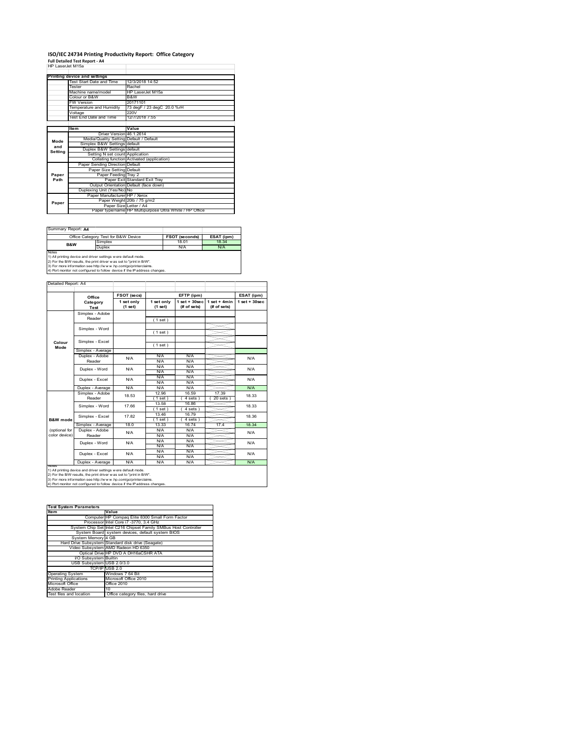# ISO/IEC 24734 Printing Productivity Report: Office Category

**Full Detailed Test Report - A4**

HP LaserJet M15a

| Printing device and settings | |
|---|---|
| Test Start Date and Time | 12/3/2018 14:52 |
| Tester | Rachel |
| Machine name/model | HP LaserJet M15a |
| Colour or B&W | B&W |
| FW Version | 20171101 |
| Temperature and Humidity | 73 degF / 23 degC 20.0 %rH |
| Voltage | 220V |
| Test End Date and Time | 12/7/2018 7:55 |

| | Item | Value |
|---|---|---|
| Mode and Setting | Driver Version | 46.1.2614 |
| | Media/Quality Setting | Default / Default |
| | Simplex B&W Settings | default |
| | Duplex B&W Settings | default |
| | Setting N set count | Application |
| | Collating function | Activated (application) |
| Paper Path | Paper Sending Direction | Default |
| | Paper Size Setting | Default |
| | Paper Feeding | Tray 2 |
| | Paper Exit | Standard Exit Tray |
| | Output Orientation | Default (face down) |
| | Duplexing Unit (Yes/No) | No |
| Paper | Paper Manufacturer | HP / Xerox |
| | Paper Weight | 20lb / 75 g/m2 |
| | Paper Size | Letter / A4 |
| | Paper type/name | HP Multipurpose Ultra White / HP Office |

Summary Report: **A4**

| Office Category Test for B&W Device | | FSOT (seconds) | ESAT (ipm) |
|---|---|---|---|
| B&W | Simplex | 18.01 | 18.34 |
| | Duplex | N/A | N/A |

Notes
1) All printing device and driver settings were default mode.
2) For the B/W results, the print driver was set to "print in B/W".
3) For more information see http://www.hp.com/go/printerclaims.
4) Port monitor not configured to follow device if the IP address changes.

Detailed Report: A4

| | Office Category Test | FSOT (secs) 1 set only (1 set) | EFTP (ipm) 1 set only (1 set) | EFTP (ipm) 1 set + 30sec (# of sets) | EFTP (ipm) 1 set + 4min (# of sets) | ESAT (ipm) 1 set + 30sec |
|---|---|---|---|---|---|---|
| Colour Mode | Simplex - Adobe Reader | | ( 1 set ) | | | |
| | Simplex - Word | | ( 1 set ) | | | |
| | Simplex - Excel | | ( 1 set ) | | | |
| | Simplex - Average | | | | | |
| | Duplex - Adobe Reader | N/A | N/A<br>N/A | N/A<br>N/A | | N/A |
| | Duplex - Word | N/A | N/A<br>N/A | N/A<br>N/A | | N/A |
| | Duplex - Excel | N/A | N/A<br>N/A | N/A<br>N/A | | N/A |
| | Duplex - Average | N/A | N/A | N/A | | N/A |
| B&W mode (optional for color device) | Simplex - Adobe Reader | 18.53 | 12.96<br>( 1 set ) | 16.59<br>( 4 sets ) | 17.39<br>( 20 sets ) | 18.33 |
| | Simplex - Word | 17.66 | 13.58<br>( 1 set ) | 16.86<br>( 4 sets ) | | 18.33 |
| | Simplex - Excel | 17.82 | 13.46<br>( 1 set ) | 16.79<br>( 4 sets ) | | 18.36 |
| | Simplex - Average | 18.0 | 13.33 | 16.74 | 17.4 | 18.34 |
| | Duplex - Adobe Reader | N/A | N/A<br>N/A | N/A<br>N/A | | N/A |
| | Duplex - Word | N/A | N/A<br>N/A | N/A<br>N/A | | N/A |
| | Duplex - Excel | N/A | N/A<br>N/A | N/A<br>N/A | | N/A |
| | Duplex - Average | N/A | N/A | N/A | | N/A |

Notes
1) All printing device and driver settings were default mode.
2) For the B/W results, the print driver was set to "print in B/W".
3) For more information see http://www.hp.com/go/printerclaims.
4) Port monitor not configured to follow device if the IP address changes.

| Test System Parameters | |
|---|---|
| **Item** | **Value** |
| Computer | HP Compaq Elite 8300 Small Form Factor |
| Processor | Intel Core i7 -3770, 3.4 GHz |
| System Chip Set | Intel C216 Chipset Family SMBus Host Controller |
| System Board | system devices, default system BIOS |
| System Memory | 4 GB |
| Hard Drive Subsystem | Standard disk drive (Seagate) |
| Video Subsystem | AMD Radeon HD 6350 |
| Optical Drive | HP DVD A DH16aCSHR ATA |
| I/O Subsystem | Builtin |
| USB Subsystem | USB 2.0/3.0 |
| TCP/IP | USB 2.0 |
| Operating System | Windows 7 64 Bit |
| Printing Applications | Microsoft Office 2010 |
| Microsoft Office | Office 2010 |
| Adobe Reader | 10 |
| Test files and location | Office category files, hard drive |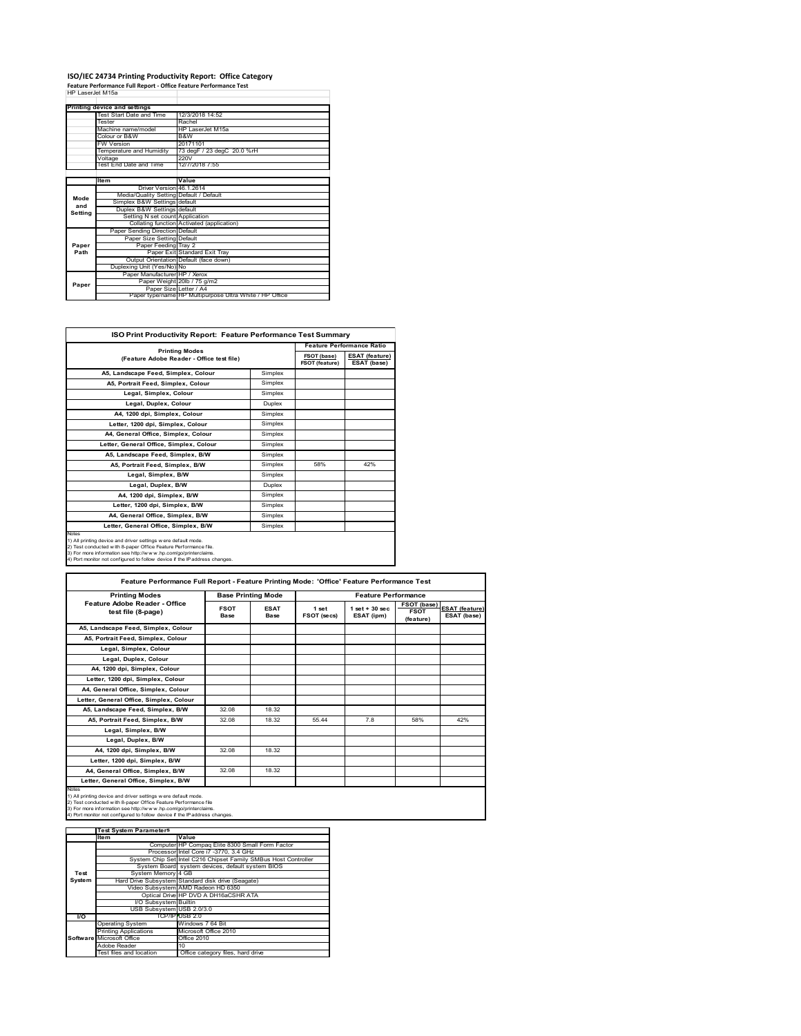# ISO/IEC 24734 Printing Productivity Report: Office Category

**Feature Performance Full Report - Office Feature Performance Test**

HP LaserJet M15a

| Printing device and settings | |
|---|---|
| Test Start Date and Time | 12/3/2018 14:52 |
| Tester | Rachel |
| Machine name/model | HP LaserJet M15a |
| Colour or B&W | B&W |
| FW Version | 20171101 |
| Temperature and Humidity | 73 degF / 23 degC 20.0 %rH |
| Voltage | 220V |
| Test End Date and Time | 12/7/2018 7:55 |

| | Item | Value |
|---|---|---|
| Mode and Setting | Driver Version | 46.1.2614 |
| | Media/Quality Setting | Default / Default |
| | Simplex B&W Settings | default |
| | Duplex B&W Settings | default |
| | Setting N set count | Application |
| | Collating function | Activated (application) |
| Paper Path | Paper Sending Direction | Default |
| | Paper Size Setting | Default |
| | Paper Feeding | Tray 2 |
| | Paper Exit | Standard Exit Tray |
| | Output Orientation | Default (face down) |
| | Duplexing Unit (Yes/No) | No |
| Paper | Paper Manufacturer | HP / Xerox |
| | Paper Weight | 20lb / 75 g/m2 |
| | Paper Size | Letter / A4 |
| | Paper type/name | HP Multipurpose Ultra White / HP Office |

## ISO Print Productivity Report: Feature Performance Test Summary

| Printing Modes (Feature Adobe Reader - Office test file) | | Feature Performance Ratio FSOT (base) / FSOT (feature) | Feature Performance Ratio ESAT (feature) / ESAT (base) |
|---|---|---|---|
| A5, Landscape Feed, Simplex, Colour | Simplex | | |
| A5, Portrait Feed, Simplex, Colour | Simplex | | |
| Legal, Simplex, Colour | Simplex | | |
| Legal, Duplex, Colour | Duplex | | |
| A4, 1200 dpi, Simplex, Colour | Simplex | | |
| Letter, 1200 dpi, Simplex, Colour | Simplex | | |
| A4, General Office, Simplex, Colour | Simplex | | |
| Letter, General Office, Simplex, Colour | Simplex | | |
| A5, Landscape Feed, Simplex, B/W | Simplex | | |
| A5, Portrait Feed, Simplex, B/W | Simplex | 58% | 42% |
| Legal, Simplex, B/W | Simplex | | |
| Legal, Duplex, B/W | Duplex | | |
| A4, 1200 dpi, Simplex, B/W | Simplex | | |
| Letter, 1200 dpi, Simplex, B/W | Simplex | | |
| A4, General Office, Simplex, B/W | Simplex | | |
| Letter, General Office, Simplex, B/W | Simplex | | |

Notes
1) All printing device and driver settings were default mode.
2) Test conducted with 8-paper Office Feature Performance file.
3) For more information see http://www.hp.com/go/printerclaims.
4) Port monitor not configured to follow device if the IP address changes.

## Feature Performance Full Report - Feature Printing Mode: 'Office' Feature Performance Test

| Printing Modes Feature Adobe Reader - Office test file (8-page) | Base Printing Mode FSOT Base | Base Printing Mode ESAT Base | Feature Performance 1 set FSOT (secs) | Feature Performance 1 set + 30 sec ESAT (ipm) | FSOT (base) / FSOT (feature) | ESAT (feature) / ESAT (base) |
|---|---|---|---|---|---|---|
| A5, Landscape Feed, Simplex, Colour | | | | | | |
| A5, Portrait Feed, Simplex, Colour | | | | | | |
| Legal, Simplex, Colour | | | | | | |
| Legal, Duplex, Colour | | | | | | |
| A4, 1200 dpi, Simplex, Colour | | | | | | |
| Letter, 1200 dpi, Simplex, Colour | | | | | | |
| A4, General Office, Simplex, Colour | | | | | | |
| Letter, General Office, Simplex, Colour | | | | | | |
| A5, Landscape Feed, Simplex, B/W | 32.08 | 18.32 | | | | |
| A5, Portrait Feed, Simplex, B/W | 32.08 | 18.32 | 55.44 | 7.8 | 58% | 42% |
| Legal, Simplex, B/W | | | | | | |
| Legal, Duplex, B/W | | | | | | |
| A4, 1200 dpi, Simplex, B/W | 32.08 | 18.32 | | | | |
| Letter, 1200 dpi, Simplex, B/W | | | | | | |
| A4, General Office, Simplex, B/W | 32.08 | 18.32 | | | | |
| Letter, General Office, Simplex, B/W | | | | | | |

Notes
1) All printing device and driver settings were default mode.
2) Test conducted with 8-paper Office Feature Performance file
3) For more information see http://www.hp.com/go/printerclaims.
4) Port monitor not configured to follow device if the IP address changes.

| | Test System Parameters Item | Value |
|---|---|---|
| Test System | Computer | HP Compaq Elite 8300 Small Form Factor |
| | Processor | Intel Core i7 -3770, 3.4 GHz |
| | System Chip Set | Intel C216 Chipset Family SMBus Host Controller |
| | System Board | system devices, default system BIOS |
| | System Memory | 4 GB |
| | Hard Drive Subsystem | Standard disk drive (Seagate) |
| | Video Subsystem | AMD Radeon HD 6350 |
| | Optical Drive | HP DVD A DH16aCSHR ATA |
| | I/O Subsystem | Builtin |
| | USB Subsystem | USB 2.0/3.0 |
| I/O | TCP/IP | USB 2.0 |
| Software | Operating System | Windows 7 64 Bit |
| | Printing Applications | Microsoft Office 2010 |
| | Microsoft Office | Office 2010 |
| | Adobe Reader | 10 |
| | Test files and location | Office category files, hard drive |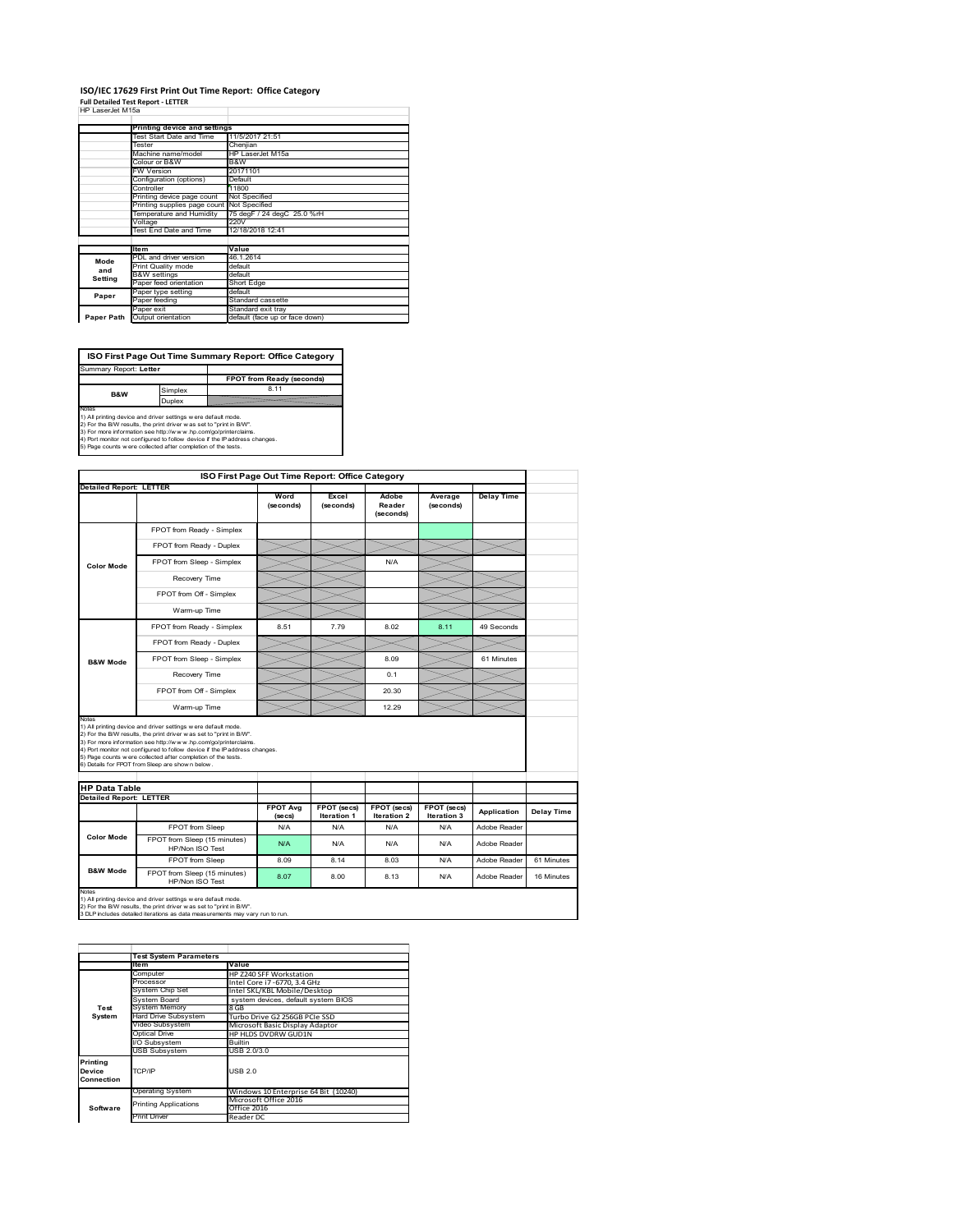# ISO/IEC 17629 First Print Out Time Report: Office Category

**Full Detailed Test Report - LETTER**

HP LaserJet M15a

| | Printing device and settings | |
|---|---|---|
| | Test Start Date and Time | 11/5/2017 21:51 |
| | Tester | Chenjian |
| | Machine name/model | HP LaserJet M15a |
| | Colour or B&W | B&W |
| | FW Version | 20171101 |
| | Configuration (options) | Default |
| | Controller | 11800 |
| | Printing device page count | Not Specified |
| | Printing supplies page count | Not Specified |
| | Temperature and Humidity | 75 degF / 24 degC 25.0 %rH |
| | Voltage | 220V |
| | Test End Date and Time | 12/18/2018 12:41 |

| | Item | Value |
|---|---|---|
| Mode and Setting | PDL and driver version | 46.1.2614 |
| | Print Quality mode | default |
| | B&W settings | default |
| | Paper feed orientation | Short Edge |
| Paper | Paper type setting | default |
| | Paper feeding | Standard cassette |
| | Paper exit | Standard exit tray |
| Paper Path | Output orientation | default (face up or face down) |

| ISO First Page Out Time Summary Report: Office Category | | |
|---|---|---|
| Summary Report: **Letter** | | |
| | | FPOT from Ready (seconds) |
| B&W | Simplex | 8.11 |
| | Duplex | |

Notes
1) All printing device and driver settings were default mode.
2) For the B/W results, the print driver was set to "print in B/W".
3) For more information see http://www.hp.com/go/printerclaims.
4) Port monitor not configured to follow device if the IP address changes.
5) Page counts were collected after completion of the tests.

| ISO First Page Out Time Report: Office Category | | | | | | |
|---|---|---|---|---|---|---|
| **Detailed Report: LETTER** | | Word (seconds) | Excel (seconds) | Adobe Reader (seconds) | Average (seconds) | Delay Time |
| Color Mode | FPOT from Ready - Simplex | | | | | |
| | FPOT from Ready - Duplex | | | | | |
| | FPOT from Sleep - Simplex | | | N/A | | |
| | Recovery Time | | | | | |
| | FPOT from Off - Simplex | | | | | |
| | Warm-up Time | | | | | |
| B&W Mode | FPOT from Ready - Simplex | 8.51 | 7.79 | 8.02 | 8.11 | 49 Seconds |
| | FPOT from Ready - Duplex | | | | | |
| | FPOT from Sleep - Simplex | | | 8.09 | | 61 Minutes |
| | Recovery Time | | | 0.1 | | |
| | FPOT from Off - Simplex | | | 20.30 | | |
| | Warm-up Time | | | 12.29 | | |

Notes
1) All printing device and driver settings were default mode.
2) For the B/W results, the print driver was set to "print in B/W".
3) For more information see http://www.hp.com/go/printerclaims.
4) Port monitor not configured to follow device if the IP address changes.
5) Page counts were collected after completion of the tests.
6) Details for FPOT from Sleep are shown below.

| HP Data Table | | | | | | | |
|---|---|---|---|---|---|---|---|
| **Detailed Report: LETTER** | | FPOT Avg (secs) | FPOT (secs) Iteration 1 | FPOT (secs) Iteration 2 | FPOT (secs) Iteration 3 | Application | Delay Time |
| Color Mode | FPOT from Sleep | N/A | N/A | N/A | N/A | Adobe Reader | |
| | FPOT from Sleep (15 minutes) HP/Non ISO Test | N/A | N/A | N/A | N/A | Adobe Reader | |
| B&W Mode | FPOT from Sleep | 8.09 | 8.14 | 8.03 | N/A | Adobe Reader | 61 Minutes |
| | FPOT from Sleep (15 minutes) HP/Non ISO Test | 8.07 | 8.00 | 8.13 | N/A | Adobe Reader | 16 Minutes |

Notes
1) All printing device and driver settings were default mode.
2) For the B/W results, the print driver was set to "print in B/W".
3 DLP includes detailed iterations as data measurements may vary run to run.

| | Test System Parameters | |
|---|---|---|
| | Item | Value |
| Test System | Computer | HP Z240 SFF Workstation |
| | Processor | Intel Core i7 -6770, 3.4 GHz |
| | System Chip Set | Intel SKL/KBL Mobile/Desktop |
| | System Board | system devices, default system BIOS |
| | System Memory | 8 GB |
| | Hard Drive Subsystem | Turbo Drive G2 256GB PCIe SSD |
| | Video Subsystem | Microsoft Basic Display Adaptor |
| | Optical Drive | HP HLDS DVDRW GUD1N |
| | I/O Subsystem | Builtin |
| | USB Subsystem | USB 2.0/3.0 |
| Printing Device Connection | TCP/IP | USB 2.0 |
| Software | Operating System | Windows 10 Enterprise 64 Bit (10240) |
| | Printing Applications | Microsoft Office 2016 Office 2016 |
| | Print Driver | Reader DC |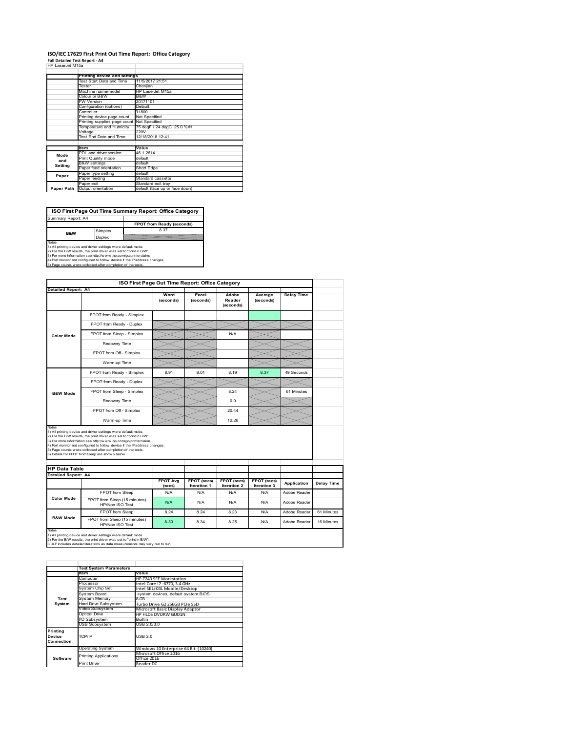# ISO/IEC 17629 First Print Out Time Report: Office Category

**Full Detailed Test Report - A4**

HP LaserJet M15a

| | Printing device and settings | |
|---|---|---|
| | Test Start Date and Time | 11/5/2017 21:51 |
| | Tester | Chenjian |
| | Machine name/model | HP LaserJet M15a |
| | Colour or B&W | B&W |
| | FW Version | 20171101 |
| | Configuration (options) | Default |
| | Controller | 11800 |
| | Printing device page count | Not Specified |
| | Printing supplies page count | Not Specified |
| | Temperature and Humidity | 75 degF / 24 degC 25.0 %rH |
| | Voltage | 220V |
| | Test End Date and Time | 12/18/2018 12:41 |

| | Item | Value |
|---|---|---|
| Mode and Setting | PDL and driver version | 46.1.2614 |
| | Print Quality mode | default |
| | B&W settings | default |
| | Paper feed orientation | Short Edge |
| Paper | Paper type setting | default |
| | Paper feeding | Standard cassette |
| | Paper exit | Standard exit tray |
| Paper Path | Output orientation | default (face up or face down) |

## ISO First Page Out Time Summary Report: Office Category

Summary Report: A4

| | | FPOT from Ready (seconds) |
|---|---|---|
| B&W | Simplex | 8.37 |
| | Duplex | |

Notes
1) All printing device and driver settings were default mode.
2) For the B/W results, the print driver was set to "print in B/W".
3) For more information see http://www.hp.com/go/printerclaims.
4) Port monitor not configured to follow device if the IP address changes.
5) Page counts were collected after completion of the tests.

## ISO First Page Out Time Report: Office Category

Detailed Report: A4

| | | Word (seconds) | Excel (seconds) | Adobe Reader (seconds) | Average (seconds) | Delay Time |
|---|---|---|---|---|---|---|
| Color Mode | FPOT from Ready - Simplex | | | | | |
| | FPOT from Ready - Duplex | | | | | |
| | FPOT from Sleep - Simplex | | | N/A | | |
| | Recovery Time | | | | | |
| | FPOT from Off - Simplex | | | | | |
| | Warm-up Time | | | | | |
| B&W Mode | FPOT from Ready - Simplex | 8.91 | 8.01 | 8.19 | 8.37 | 49 Seconds |
| | FPOT from Ready - Duplex | | | | | |
| | FPOT from Sleep - Simplex | | | 8.24 | | 61 Minutes |
| | Recovery Time | | | 0.0 | | |
| | FPOT from Off - Simplex | | | 20.44 | | |
| | Warm-up Time | | | 12.26 | | |

Notes
1) All printing device and driver settings were default mode.
2) For the B/W results, the print driver was set to "print in B/W".
3) For more information see http://www.hp.com/go/printerclaims.
4) Port monitor not configured to follow device if the IP address changes.
5) Page counts were collected after completion of the tests.
6) Details for FPOT from Sleep are shown below.

## HP Data Table

Detailed Report: A4

| | | FPOT Avg (secs) | FPOT (secs) Iteration 1 | FPOT (secs) Iteration 2 | FPOT (secs) Iteration 3 | Application | Delay Time |
|---|---|---|---|---|---|---|---|
| Color Mode | FPOT from Sleep | N/A | N/A | N/A | N/A | Adobe Reader | |
| | FPOT from Sleep (15 minutes) HP/Non ISO Test | N/A | N/A | N/A | N/A | Adobe Reader | |
| B&W Mode | FPOT from Sleep | 8.24 | 8.24 | 8.23 | N/A | Adobe Reader | 61 Minutes |
| | FPOT from Sleep (15 minutes) HP/Non ISO Test | 8.30 | 8.34 | 8.25 | N/A | Adobe Reader | 16 Minutes |

Notes
1) All printing device and driver settings were default mode.
2) For the B/W results, the print driver was set to "print in B/W".
3 DLP includes detailed iterations as data measurements may vary run to run.

| | Test System Parameters | |
|---|---|---|
| | Item | Value |
| Test System | Computer | HP Z240 SFF Workstation |
| | Processor | Intel Core i7 -6770, 3.4 GHz |
| | System Chip Set | Intel SKL/KBL Mobile/Desktop |
| | System Board | system devices, default system BIOS |
| | System Memory | 8 GB |
| | Hard Drive Subsystem | Turbo Drive G2 256GB PCIe SSD |
| | Video Subsystem | Microsoft Basic Display Adaptor |
| | Optical Drive | HP HLDS DVDRW GUD1N |
| | I/O Subsystem | Builtin |
| | USB Subsystem | USB 2.0/3.0 |
| Printing Device Connection | TCP/IP | USB 2.0 |
| Software | Operating System | Windows 10 Enterprise 64 Bit (10240) |
| | Printing Applications | Microsoft Office 2016 Office 2016 |
| | Print Driver | Reader DC |